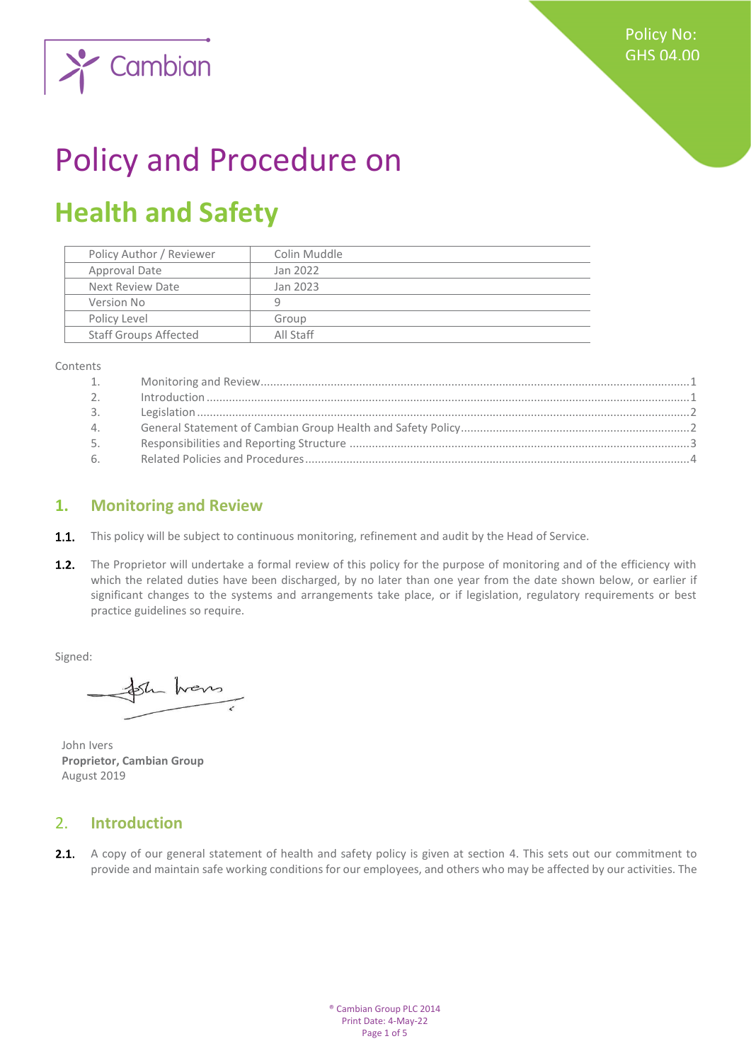Cambian

Policy No: GHS 04.00

# Policy and Procedure on

# Health and Safety

| Policy Author / Reviewer | Colin Muddle |
|---|---|
| Approval Date | Jan 2022 |
| Next Review Date | Jan 2023 |
| Version No | 9 |
| Policy Level | Group |
| Staff Groups Affected | All Staff |

Contents

1. Monitoring and Review .....1
2. Introduction .....1
3. Legislation .....2
4. General Statement of Cambian Group Health and Safety Policy .....2
5. Responsibilities and Reporting Structure .....3
6. Related Policies and Procedures .....4

## 1. Monitoring and Review

**1.1.** This policy will be subject to continuous monitoring, refinement and audit by the Head of Service.

**1.2.** The Proprietor will undertake a formal review of this policy for the purpose of monitoring and of the efficiency with which the related duties have been discharged, by no later than one year from the date shown below, or earlier if significant changes to the systems and arrangements take place, or if legislation, regulatory requirements or best practice guidelines so require.

Signed:

John Ivers
**Proprietor, Cambian Group**
August 2019

## 2. Introduction

**2.1.** A copy of our general statement of health and safety policy is given at section 4. This sets out our commitment to provide and maintain safe working conditions for our employees, and others who may be affected by our activities. The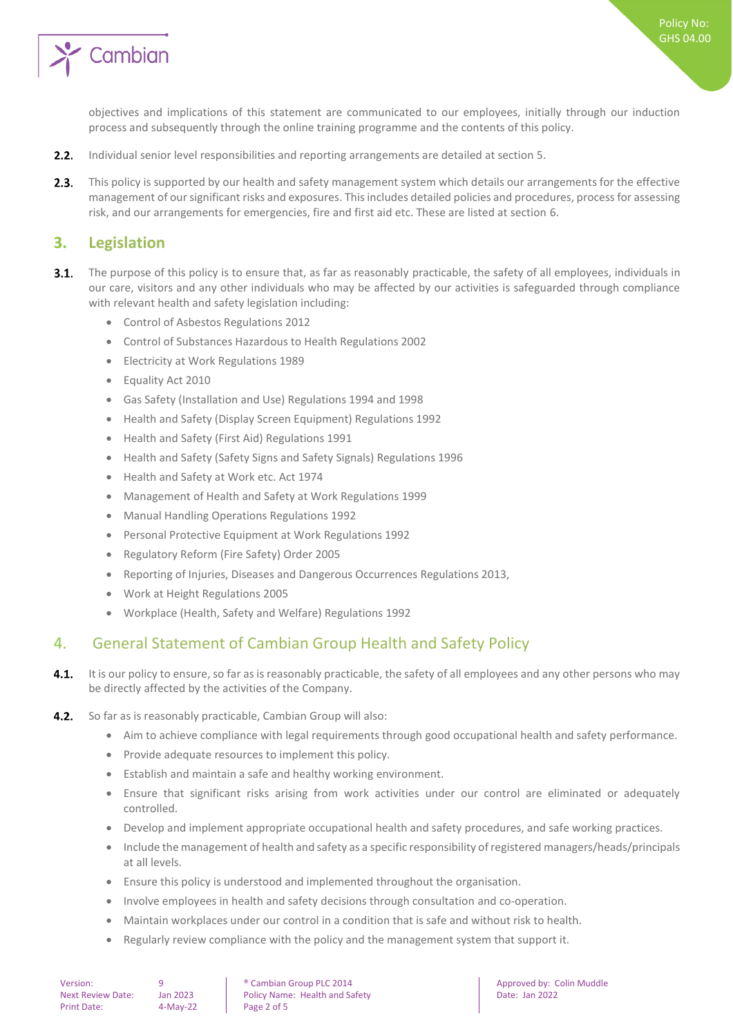objectives and implications of this statement are communicated to our employees, initially through our induction process and subsequently through the online training programme and the contents of this policy.

**2.2.** Individual senior level responsibilities and reporting arrangements are detailed at section 5.

**2.3.** This policy is supported by our health and safety management system which details our arrangements for the effective management of our significant risks and exposures. This includes detailed policies and procedures, process for assessing risk, and our arrangements for emergencies, fire and first aid etc. These are listed at section 6.

## 3. Legislation

**3.1.** The purpose of this policy is to ensure that, as far as reasonably practicable, the safety of all employees, individuals in our care, visitors and any other individuals who may be affected by our activities is safeguarded through compliance with relevant health and safety legislation including:

- Control of Asbestos Regulations 2012
- Control of Substances Hazardous to Health Regulations 2002
- Electricity at Work Regulations 1989
- Equality Act 2010
- Gas Safety (Installation and Use) Regulations 1994 and 1998
- Health and Safety (Display Screen Equipment) Regulations 1992
- Health and Safety (First Aid) Regulations 1991
- Health and Safety (Safety Signs and Safety Signals) Regulations 1996
- Health and Safety at Work etc. Act 1974
- Management of Health and Safety at Work Regulations 1999
- Manual Handling Operations Regulations 1992
- Personal Protective Equipment at Work Regulations 1992
- Regulatory Reform (Fire Safety) Order 2005
- Reporting of Injuries, Diseases and Dangerous Occurrences Regulations 2013,
- Work at Height Regulations 2005
- Workplace (Health, Safety and Welfare) Regulations 1992

## 4. General Statement of Cambian Group Health and Safety Policy

**4.1.** It is our policy to ensure, so far as is reasonably practicable, the safety of all employees and any other persons who may be directly affected by the activities of the Company.

**4.2.** So far as is reasonably practicable, Cambian Group will also:

- Aim to achieve compliance with legal requirements through good occupational health and safety performance.
- Provide adequate resources to implement this policy.
- Establish and maintain a safe and healthy working environment.
- Ensure that significant risks arising from work activities under our control are eliminated or adequately controlled.
- Develop and implement appropriate occupational health and safety procedures, and safe working practices.
- Include the management of health and safety as a specific responsibility of registered managers/heads/principals at all levels.
- Ensure this policy is understood and implemented throughout the organisation.
- Involve employees in health and safety decisions through consultation and co-operation.
- Maintain workplaces under our control in a condition that is safe and without risk to health.
- Regularly review compliance with the policy and the management system that support it.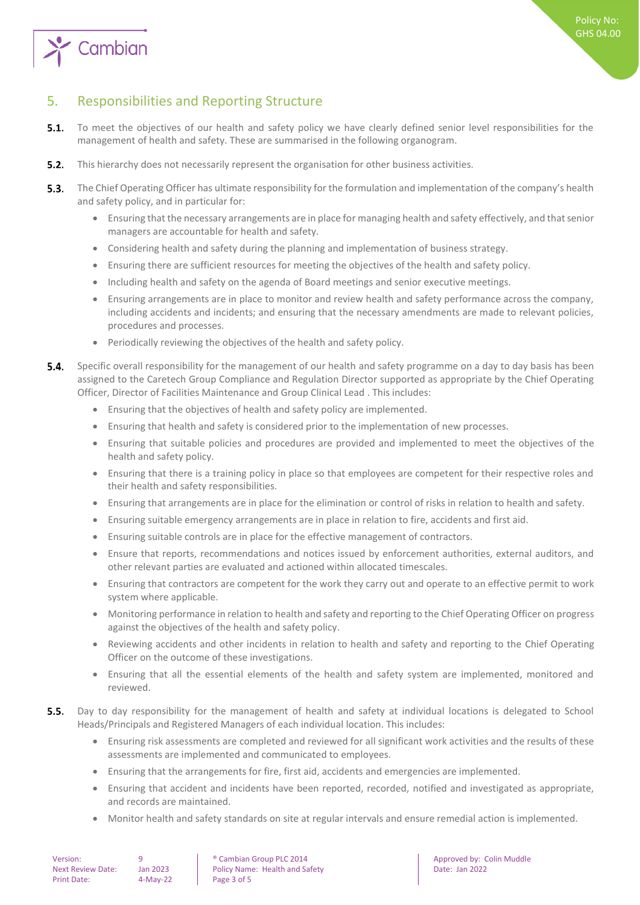## 5. Responsibilities and Reporting Structure

**5.1.** To meet the objectives of our health and safety policy we have clearly defined senior level responsibilities for the management of health and safety. These are summarised in the following organogram.

**5.2.** This hierarchy does not necessarily represent the organisation for other business activities.

**5.3.** The Chief Operating Officer has ultimate responsibility for the formulation and implementation of the company's health and safety policy, and in particular for:

- Ensuring that the necessary arrangements are in place for managing health and safety effectively, and that senior managers are accountable for health and safety.
- Considering health and safety during the planning and implementation of business strategy.
- Ensuring there are sufficient resources for meeting the objectives of the health and safety policy.
- Including health and safety on the agenda of Board meetings and senior executive meetings.
- Ensuring arrangements are in place to monitor and review health and safety performance across the company, including accidents and incidents; and ensuring that the necessary amendments are made to relevant policies, procedures and processes.
- Periodically reviewing the objectives of the health and safety policy.

**5.4.** Specific overall responsibility for the management of our health and safety programme on a day to day basis has been assigned to the Caretech Group Compliance and Regulation Director supported as appropriate by the Chief Operating Officer, Director of Facilities Maintenance and Group Clinical Lead . This includes:

- Ensuring that the objectives of health and safety policy are implemented.
- Ensuring that health and safety is considered prior to the implementation of new processes.
- Ensuring that suitable policies and procedures are provided and implemented to meet the objectives of the health and safety policy.
- Ensuring that there is a training policy in place so that employees are competent for their respective roles and their health and safety responsibilities.
- Ensuring that arrangements are in place for the elimination or control of risks in relation to health and safety.
- Ensuring suitable emergency arrangements are in place in relation to fire, accidents and first aid.
- Ensuring suitable controls are in place for the effective management of contractors.
- Ensure that reports, recommendations and notices issued by enforcement authorities, external auditors, and other relevant parties are evaluated and actioned within allocated timescales.
- Ensuring that contractors are competent for the work they carry out and operate to an effective permit to work system where applicable.
- Monitoring performance in relation to health and safety and reporting to the Chief Operating Officer on progress against the objectives of the health and safety policy.
- Reviewing accidents and other incidents in relation to health and safety and reporting to the Chief Operating Officer on the outcome of these investigations.
- Ensuring that all the essential elements of the health and safety system are implemented, monitored and reviewed.

**5.5.** Day to day responsibility for the management of health and safety at individual locations is delegated to School Heads/Principals and Registered Managers of each individual location. This includes:

- Ensuring risk assessments are completed and reviewed for all significant work activities and the results of these assessments are implemented and communicated to employees.
- Ensuring that the arrangements for fire, first aid, accidents and emergencies are implemented.
- Ensuring that accident and incidents have been reported, recorded, notified and investigated as appropriate, and records are maintained.
- Monitor health and safety standards on site at regular intervals and ensure remedial action is implemented.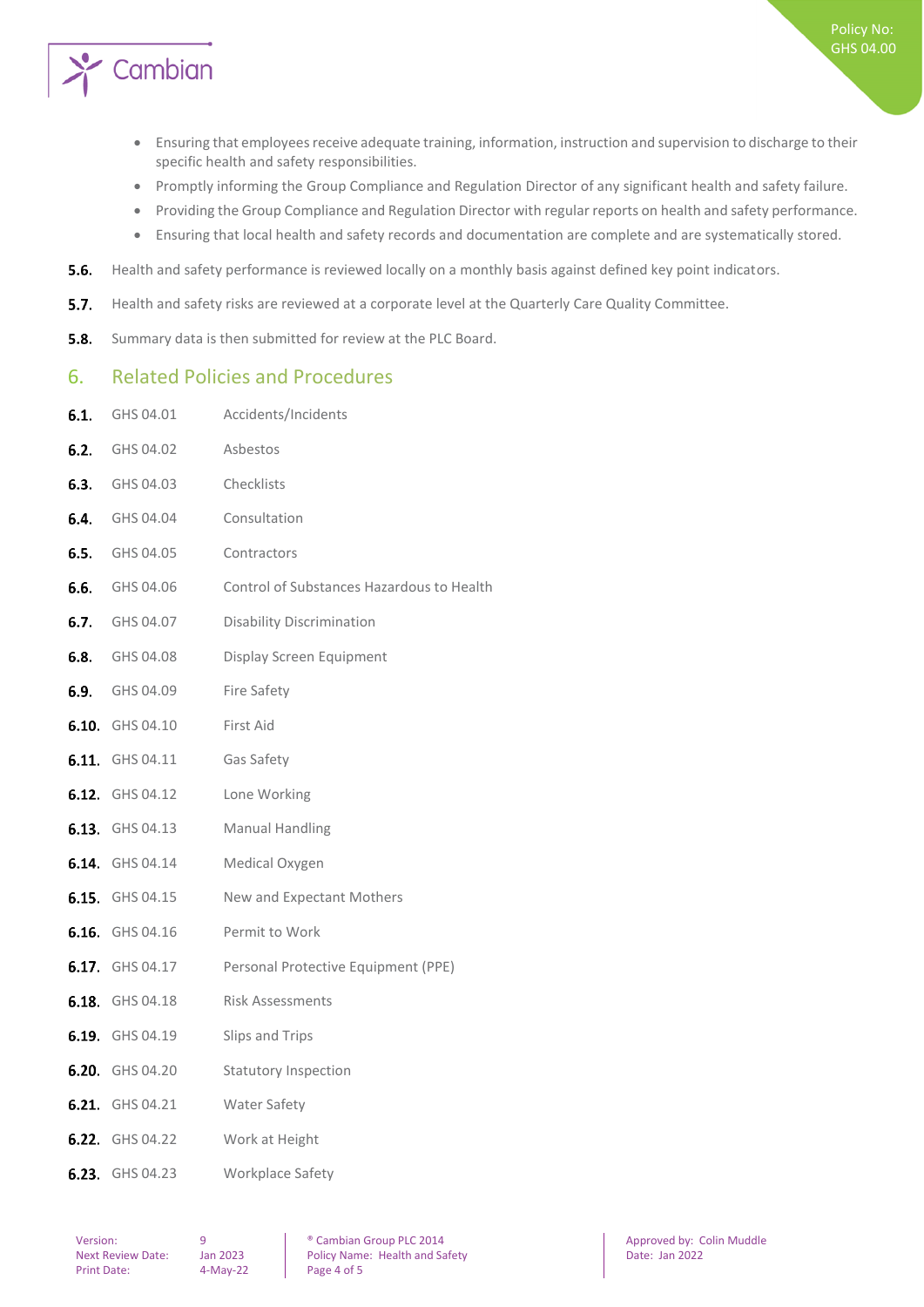- Ensuring that employees receive adequate training, information, instruction and supervision to discharge to their specific health and safety responsibilities.
- Promptly informing the Group Compliance and Regulation Director of any significant health and safety failure.
- Providing the Group Compliance and Regulation Director with regular reports on health and safety performance.
- Ensuring that local health and safety records and documentation are complete and are systematically stored.

**5.6.** Health and safety performance is reviewed locally on a monthly basis against defined key point indicators.

**5.7.** Health and safety risks are reviewed at a corporate level at the Quarterly Care Quality Committee.

**5.8.** Summary data is then submitted for review at the PLC Board.

## 6. Related Policies and Procedures

**6.1.** GHS 04.01 Accidents/Incidents

**6.2.** GHS 04.02 Asbestos

**6.3.** GHS 04.03 Checklists

**6.4.** GHS 04.04 Consultation

**6.5.** GHS 04.05 Contractors

**6.6.** GHS 04.06 Control of Substances Hazardous to Health

**6.7.** GHS 04.07 Disability Discrimination

**6.8.** GHS 04.08 Display Screen Equipment

**6.9.** GHS 04.09 Fire Safety

**6.10.** GHS 04.10 First Aid

**6.11.** GHS 04.11 Gas Safety

**6.12.** GHS 04.12 Lone Working

**6.13.** GHS 04.13 Manual Handling

**6.14.** GHS 04.14 Medical Oxygen

**6.15.** GHS 04.15 New and Expectant Mothers

**6.16.** GHS 04.16 Permit to Work

**6.17.** GHS 04.17 Personal Protective Equipment (PPE)

**6.18.** GHS 04.18 Risk Assessments

**6.19.** GHS 04.19 Slips and Trips

**6.20.** GHS 04.20 Statutory Inspection

**6.21.** GHS 04.21 Water Safety

**6.22.** GHS 04.22 Work at Height

**6.23.** GHS 04.23 Workplace Safety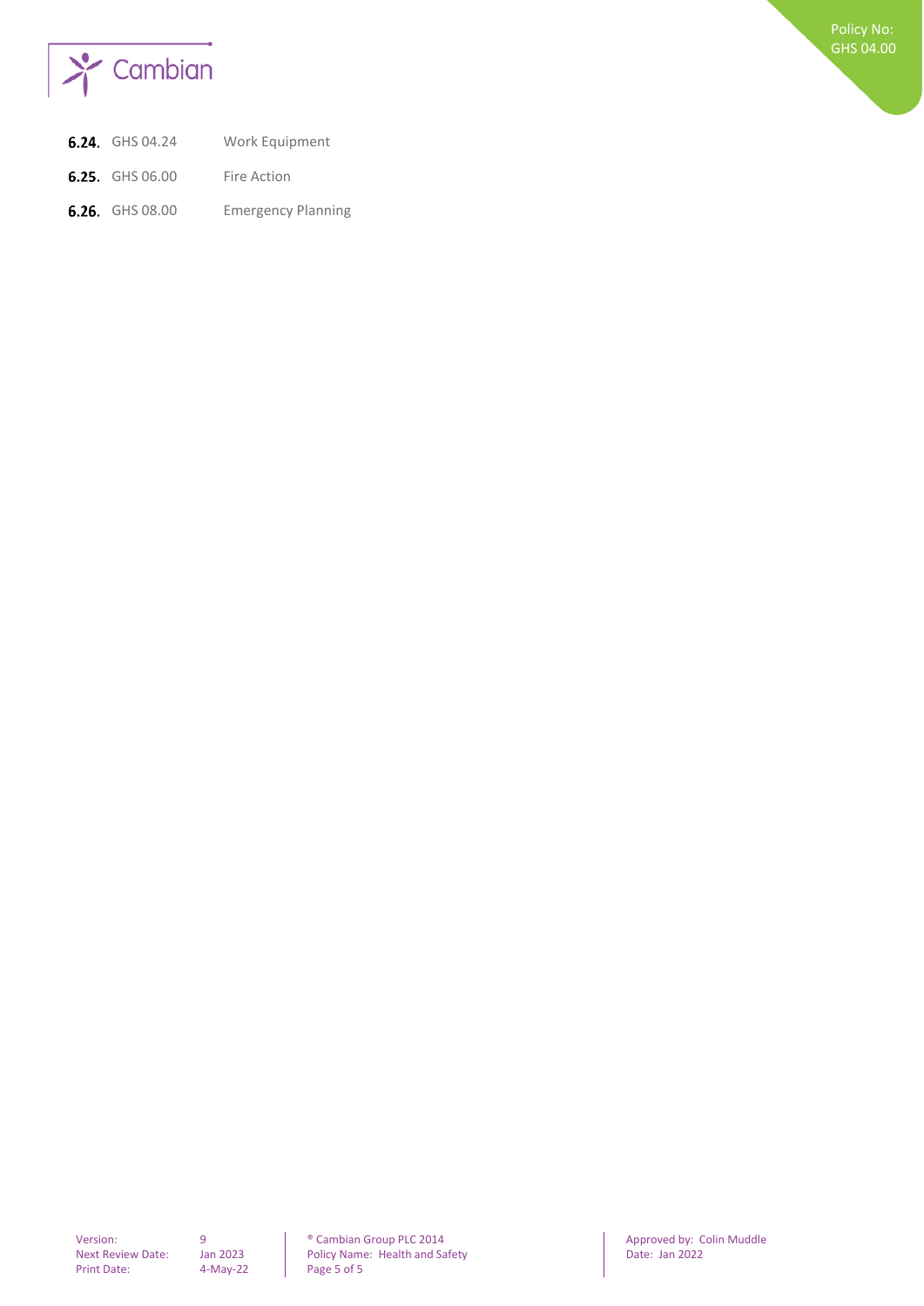**6.24.** GHS 04.24 Work Equipment

**6.25.** GHS 06.00 Fire Action

**6.26.** GHS 08.00 Emergency Planning